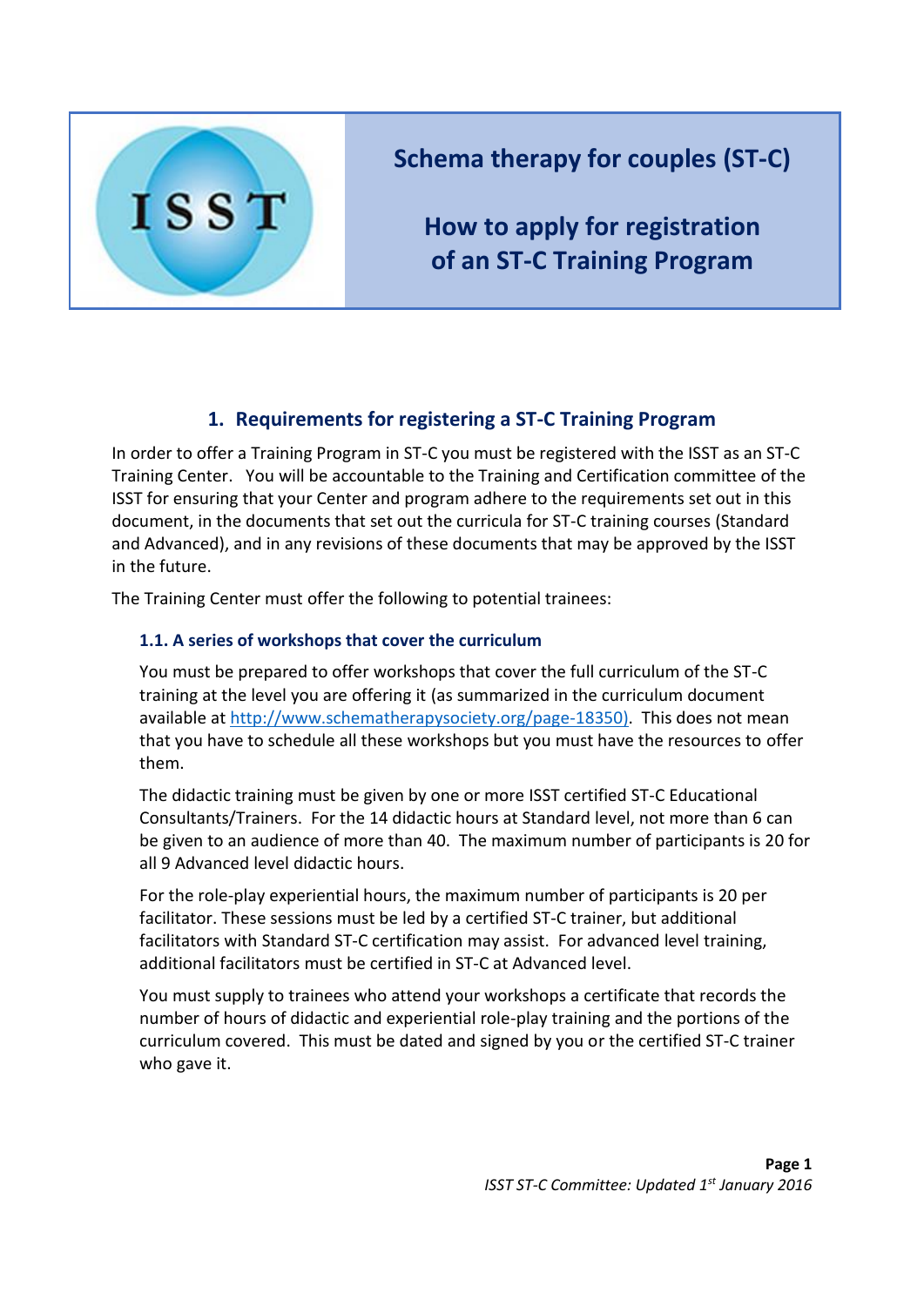# Schema therapy for couples (ST-C)

## How to apply for registration of an ST-C Training Program

## 1. Requirements for registering a ST-C Training Program

In order to offer a Training Program in ST-C you must be registered with the ISST as an ST-C Training Center. You will be accountable to the Training and Certification committee of the ISST for ensuring that your Center and program adhere to the requirements set out in this document, in the documents that set out the curricula for ST-C training courses (Standard and Advanced), and in any revisions of these documents that may be approved by the ISST in the future.

The Training Center must offer the following to potential trainees:

### 1.1. A series of workshops that cover the curriculum

You must be prepared to offer workshops that cover the full curriculum of the ST-C training at the level you are offering it (as summarized in the curriculum document available at http://www.schematherapysociety.org/page-18350). This does not mean that you have to schedule all these workshops but you must have the resources to offer them.

The didactic training must be given by one or more ISST certified ST-C Educational Consultants/Trainers. For the 14 didactic hours at Standard level, not more than 6 can be given to an audience of more than 40. The maximum number of participants is 20 for all 9 Advanced level didactic hours.

For the role-play experiential hours, the maximum number of participants is 20 per facilitator. These sessions must be led by a certified ST-C trainer, but additional facilitators with Standard ST-C certification may assist. For advanced level training, additional facilitators must be certified in ST-C at Advanced level.

You must supply to trainees who attend your workshops a certificate that records the number of hours of didactic and experiential role-play training and the portions of the curriculum covered. This must be dated and signed by you or the certified ST-C trainer who gave it.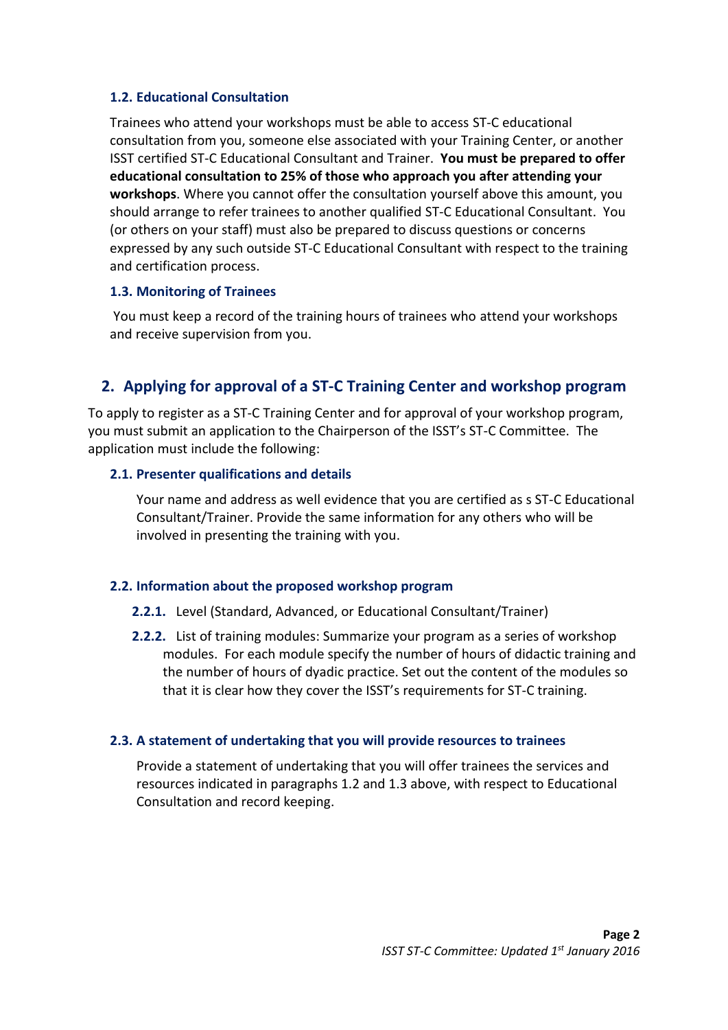### 1.2. Educational Consultation

Trainees who attend your workshops must be able to access ST-C educational consultation from you, someone else associated with your Training Center, or another ISST certified ST-C Educational Consultant and Trainer. **You must be prepared to offer educational consultation to 25% of those who approach you after attending your workshops**. Where you cannot offer the consultation yourself above this amount, you should arrange to refer trainees to another qualified ST-C Educational Consultant. You (or others on your staff) must also be prepared to discuss questions or concerns expressed by any such outside ST-C Educational Consultant with respect to the training and certification process.

### 1.3. Monitoring of Trainees

You must keep a record of the training hours of trainees who attend your workshops and receive supervision from you.

## 2. Applying for approval of a ST-C Training Center and workshop program

To apply to register as a ST-C Training Center and for approval of your workshop program, you must submit an application to the Chairperson of the ISST's ST-C Committee. The application must include the following:

### 2.1. Presenter qualifications and details

Your name and address as well evidence that you are certified as s ST-C Educational Consultant/Trainer. Provide the same information for any others who will be involved in presenting the training with you.

### 2.2. Information about the proposed workshop program

**2.2.1.** Level (Standard, Advanced, or Educational Consultant/Trainer)

**2.2.2.** List of training modules: Summarize your program as a series of workshop modules. For each module specify the number of hours of didactic training and the number of hours of dyadic practice. Set out the content of the modules so that it is clear how they cover the ISST's requirements for ST-C training.

### 2.3. A statement of undertaking that you will provide resources to trainees

Provide a statement of undertaking that you will offer trainees the services and resources indicated in paragraphs 1.2 and 1.3 above, with respect to Educational Consultation and record keeping.